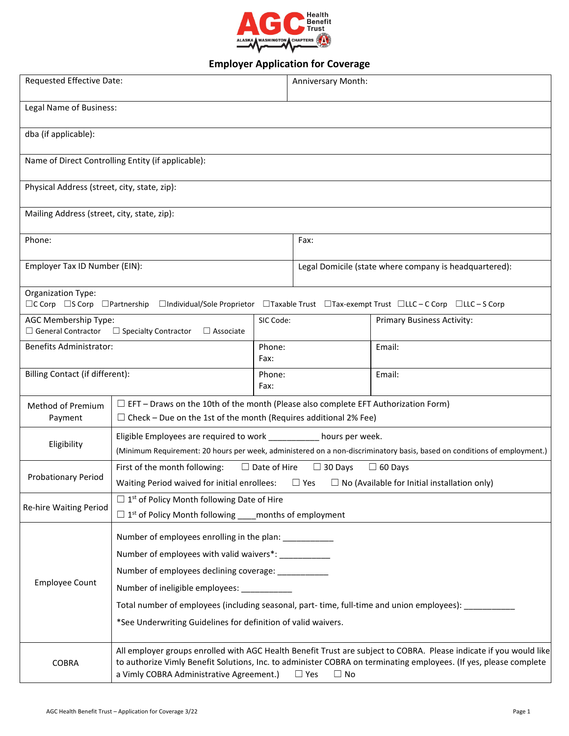AGC Health Benefit Trust
ALASKA WASHINGTON CHAPTERS

# Employer Application for Coverage

| Requested Effective Date: | Anniversary Month: |
|---|---|
| Legal Name of Business: | |
| dba (if applicable): | |
| Name of Direct Controlling Entity (if applicable): | |
| Physical Address (street, city, state, zip): | |
| Mailing Address (street, city, state, zip): | |
| Phone: | Fax: |
| Employer Tax ID Number (EIN): | Legal Domicile (state where company is headquartered): |

Organization Type:
☐C Corp ☐S Corp ☐Partnership ☐Individual/Sole Proprietor ☐Taxable Trust ☐Tax-exempt Trust ☐LLC – C Corp ☐LLC – S Corp

| AGC Membership Type: ☐ General Contractor ☐ Specialty Contractor ☐ Associate | SIC Code: | Primary Business Activity: |
|---|---|---|
| Benefits Administrator: | Phone: Fax: | Email: |
| Billing Contact (if different): | Phone: Fax: | Email: |

| | |
|---|---|
| Method of Premium Payment | ☐ EFT – Draws on the 10th of the month (Please also complete EFT Authorization Form)<br>☐ Check – Due on the 1st of the month (Requires additional 2% Fee) |
| Eligibility | Eligible Employees are required to work ___________ hours per week.<br>(Minimum Requirement: 20 hours per week, administered on a non-discriminatory basis, based on conditions of employment.) |
| Probationary Period | First of the month following: ☐ Date of Hire ☐ 30 Days ☐ 60 Days<br>Waiting Period waived for initial enrollees: ☐ Yes ☐ No (Available for Initial installation only) |
| Re-hire Waiting Period | ☐ 1st of Policy Month following Date of Hire<br>☐ 1st of Policy Month following ____months of employment |
| Employee Count | Number of employees enrolling in the plan: ___________<br>Number of employees with valid waivers*: ___________<br>Number of employees declining coverage: ___________<br>Number of ineligible employees: ___________<br>Total number of employees (including seasonal, part- time, full-time and union employees): ___________<br>*See Underwriting Guidelines for definition of valid waivers. |
| COBRA | All employer groups enrolled with AGC Health Benefit Trust are subject to COBRA. Please indicate if you would like to authorize Vimly Benefit Solutions, Inc. to administer COBRA on terminating employees. (If yes, please complete a Vimly COBRA Administrative Agreement.) ☐ Yes ☐ No |

AGC Health Benefit Trust – Application for Coverage 3/22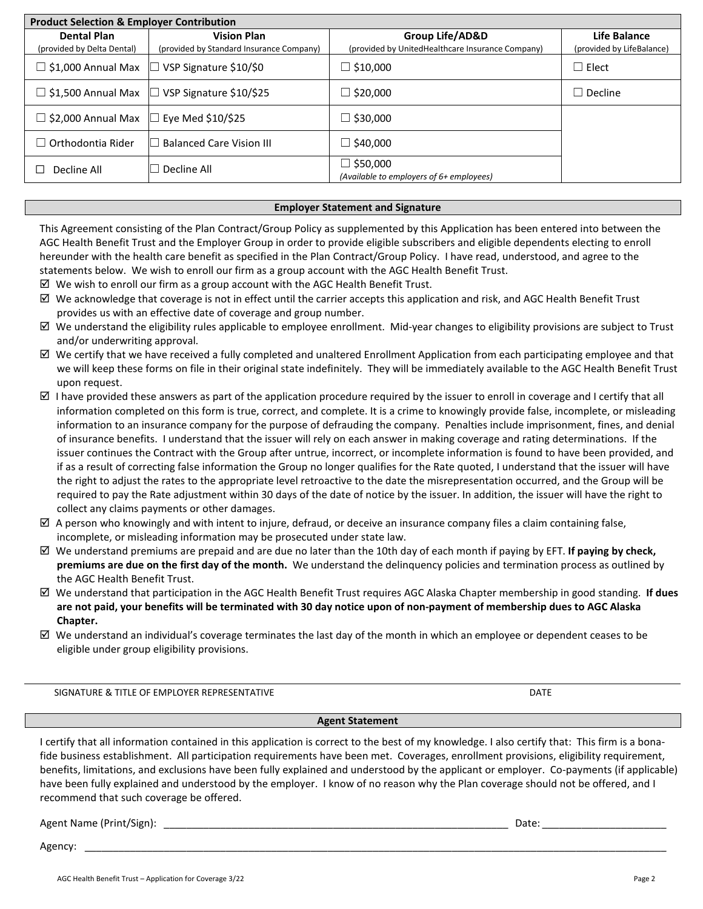| Product Selection & Employer Contribution | | | |
|---|---|---|---|
| **Dental Plan** (provided by Delta Dental) | **Vision Plan** (provided by Standard Insurance Company) | **Group Life/AD&D** (provided by UnitedHealthcare Insurance Company) | **Life Balance** (provided by LifeBalance) |
| ☐ $1,000 Annual Max | ☐ VSP Signature $10/$0 | ☐ $10,000 | ☐ Elect |
| ☐ $1,500 Annual Max | ☐ VSP Signature $10/$25 | ☐ $20,000 | ☐ Decline |
| ☐ $2,000 Annual Max | ☐ Eye Med $10/$25 | ☐ $30,000 | |
| ☐ Orthodontia Rider | ☐ Balanced Care Vision III | ☐ $40,000 | |
| ☐ Decline All | ☐ Decline All | ☐ $50,000 *(Available to employers of 6+ employees)* | |

## Employer Statement and Signature

This Agreement consisting of the Plan Contract/Group Policy as supplemented by this Application has been entered into between the AGC Health Benefit Trust and the Employer Group in order to provide eligible subscribers and eligible dependents electing to enroll hereunder with the health care benefit as specified in the Plan Contract/Group Policy. I have read, understood, and agree to the statements below. We wish to enroll our firm as a group account with the AGC Health Benefit Trust.

- ☑ We wish to enroll our firm as a group account with the AGC Health Benefit Trust.
- ☑ We acknowledge that coverage is not in effect until the carrier accepts this application and risk, and AGC Health Benefit Trust provides us with an effective date of coverage and group number.
- ☑ We understand the eligibility rules applicable to employee enrollment. Mid-year changes to eligibility provisions are subject to Trust and/or underwriting approval.
- ☑ We certify that we have received a fully completed and unaltered Enrollment Application from each participating employee and that we will keep these forms on file in their original state indefinitely. They will be immediately available to the AGC Health Benefit Trust upon request.
- ☑ I have provided these answers as part of the application procedure required by the issuer to enroll in coverage and I certify that all information completed on this form is true, correct, and complete. It is a crime to knowingly provide false, incomplete, or misleading information to an insurance company for the purpose of defrauding the company. Penalties include imprisonment, fines, and denial of insurance benefits. I understand that the issuer will rely on each answer in making coverage and rating determinations. If the issuer continues the Contract with the Group after untrue, incorrect, or incomplete information is found to have been provided, and if as a result of correcting false information the Group no longer qualifies for the Rate quoted, I understand that the issuer will have the right to adjust the rates to the appropriate level retroactive to the date the misrepresentation occurred, and the Group will be required to pay the Rate adjustment within 30 days of the date of notice by the issuer. In addition, the issuer will have the right to collect any claims payments or other damages.
- ☑ A person who knowingly and with intent to injure, defraud, or deceive an insurance company files a claim containing false, incomplete, or misleading information may be prosecuted under state law.
- ☑ We understand premiums are prepaid and are due no later than the 10th day of each month if paying by EFT. **If paying by check, premiums are due on the first day of the month.** We understand the delinquency policies and termination process as outlined by the AGC Health Benefit Trust.
- ☑ We understand that participation in the AGC Health Benefit Trust requires AGC Alaska Chapter membership in good standing. **If dues are not paid, your benefits will be terminated with 30 day notice upon of non-payment of membership dues to AGC Alaska Chapter.**
- ☑ We understand an individual's coverage terminates the last day of the month in which an employee or dependent ceases to be eligible under group eligibility provisions.

______________________________________________________________________

SIGNATURE & TITLE OF EMPLOYER REPRESENTATIVE          DATE

## Agent Statement

I certify that all information contained in this application is correct to the best of my knowledge. I also certify that: This firm is a bona-fide business establishment. All participation requirements have been met. Coverages, enrollment provisions, eligibility requirement, benefits, limitations, and exclusions have been fully explained and understood by the applicant or employer. Co-payments (if applicable) have been fully explained and understood by the employer. I know of no reason why the Plan coverage should not be offered, and I recommend that such coverage be offered.

Agent Name (Print/Sign): ______________________________________________ Date: ____________________

Agency: ______________________________________________________________________________

AGC Health Benefit Trust – Application for Coverage 3/22